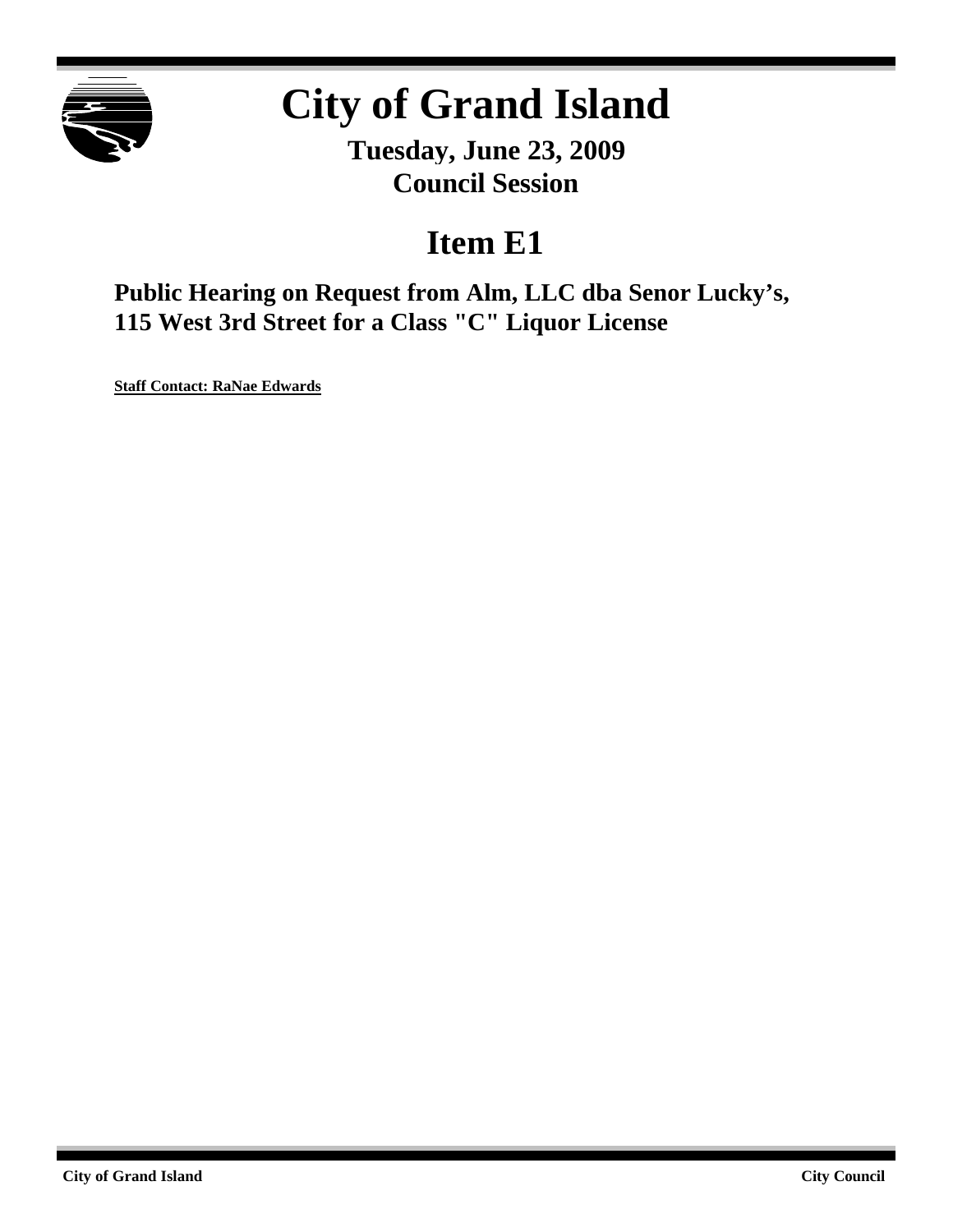# City of Grand Island

**Tuesday, June 23, 2009**
**Council Session**

## Item E1

### Public Hearing on Request from Alm, LLC dba Senor Lucky's, 115 West 3rd Street for a Class "C" Liquor License

**Staff Contact: RaNae Edwards**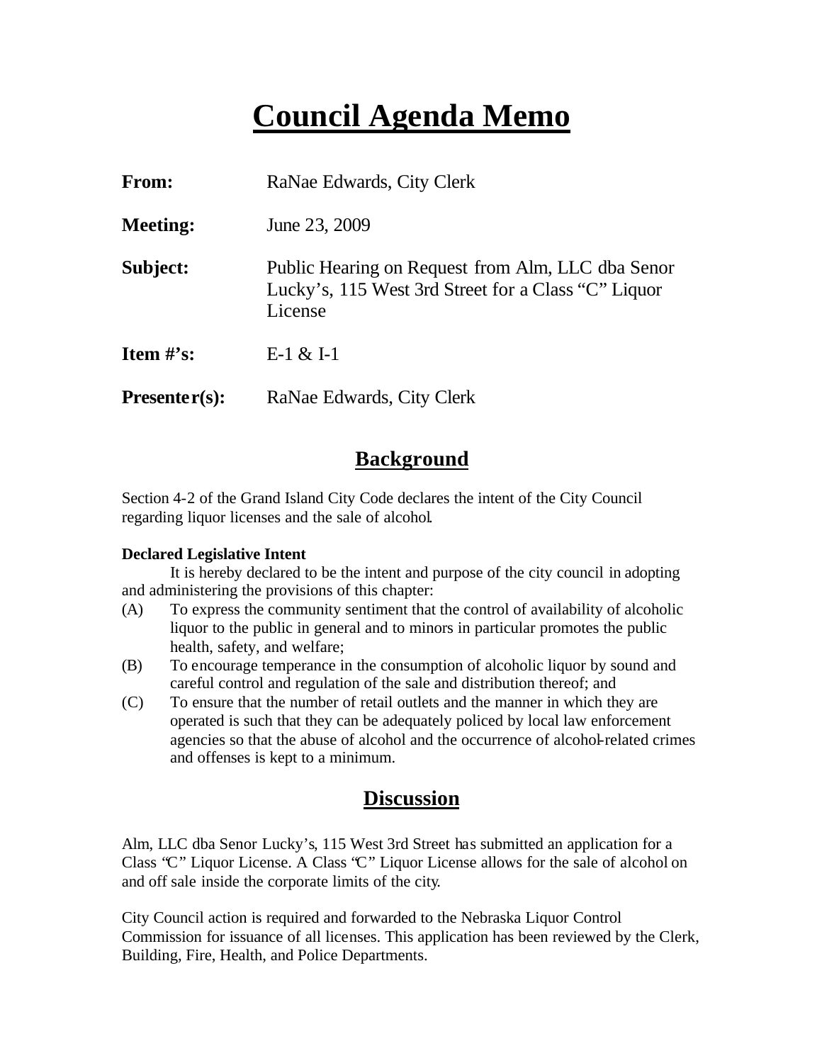# Council Agenda Memo

**From:** RaNae Edwards, City Clerk

**Meeting:** June 23, 2009

**Subject:** Public Hearing on Request from Alm, LLC dba Senor Lucky's, 115 West 3rd Street for a Class "C" Liquor License

**Item #'s:** E-1 & I-1

**Presenter(s):** RaNae Edwards, City Clerk

## Background

Section 4-2 of the Grand Island City Code declares the intent of the City Council regarding liquor licenses and the sale of alcohol.

**Declared Legislative Intent**

It is hereby declared to be the intent and purpose of the city council in adopting and administering the provisions of this chapter:

(A) To express the community sentiment that the control of availability of alcoholic liquor to the public in general and to minors in particular promotes the public health, safety, and welfare;

(B) To encourage temperance in the consumption of alcoholic liquor by sound and careful control and regulation of the sale and distribution thereof; and

(C) To ensure that the number of retail outlets and the manner in which they are operated is such that they can be adequately policed by local law enforcement agencies so that the abuse of alcohol and the occurrence of alcohol-related crimes and offenses is kept to a minimum.

## Discussion

Alm, LLC dba Senor Lucky's, 115 West 3rd Street has submitted an application for a Class "C" Liquor License. A Class "C" Liquor License allows for the sale of alcohol on and off sale inside the corporate limits of the city.

City Council action is required and forwarded to the Nebraska Liquor Control Commission for issuance of all licenses. This application has been reviewed by the Clerk, Building, Fire, Health, and Police Departments.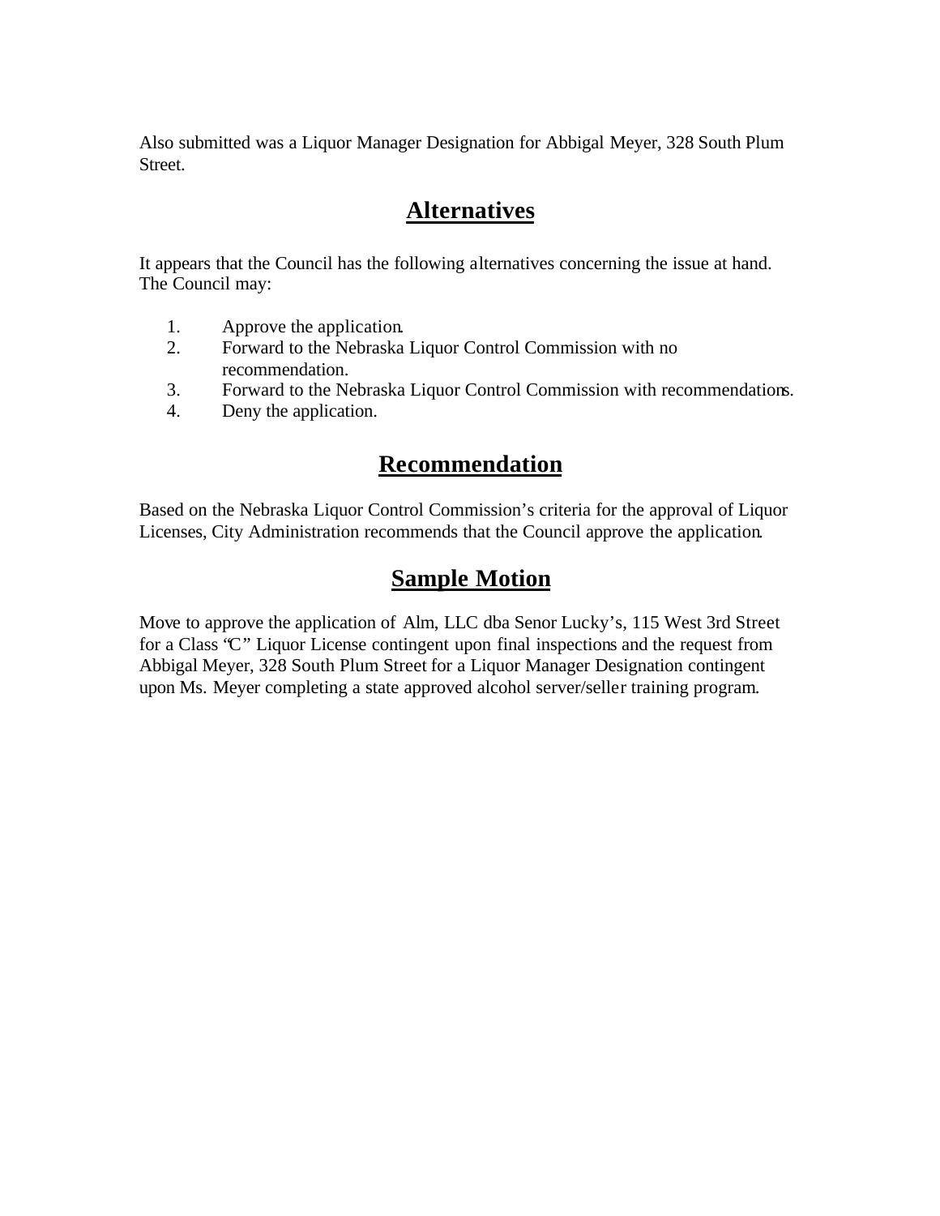Also submitted was a Liquor Manager Designation for Abbigal Meyer, 328 South Plum Street.

## Alternatives

It appears that the Council has the following alternatives concerning the issue at hand. The Council may:

1. Approve the application.
2. Forward to the Nebraska Liquor Control Commission with no recommendation.
3. Forward to the Nebraska Liquor Control Commission with recommendations.
4. Deny the application.

## Recommendation

Based on the Nebraska Liquor Control Commission's criteria for the approval of Liquor Licenses, City Administration recommends that the Council approve the application.

## Sample Motion

Move to approve the application of Alm, LLC dba Senor Lucky's, 115 West 3rd Street for a Class "C" Liquor License contingent upon final inspections and the request from Abbigal Meyer, 328 South Plum Street for a Liquor Manager Designation contingent upon Ms. Meyer completing a state approved alcohol server/seller training program.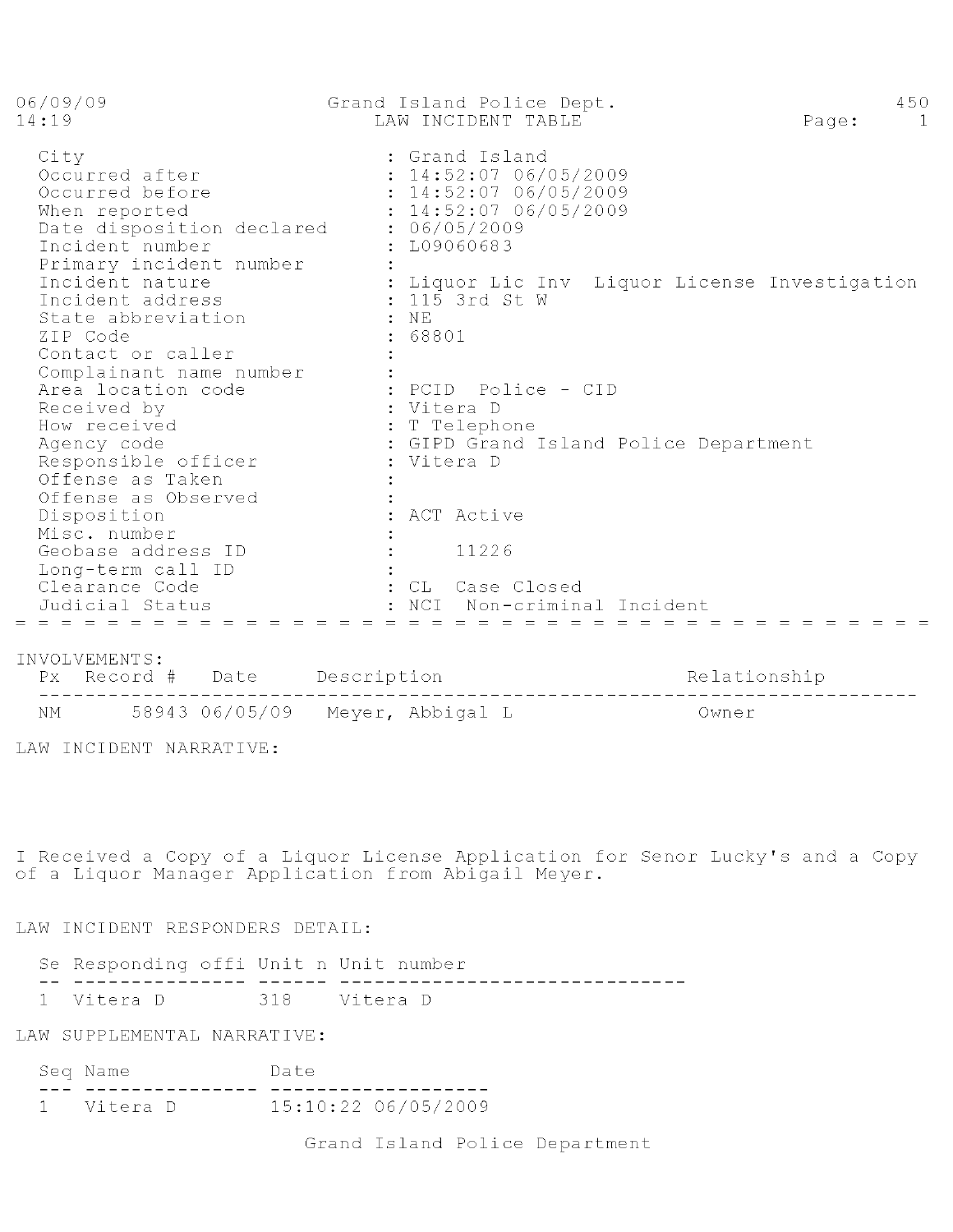06/09/09 Grand Island Police Dept. 450
14:19 LAW INCIDENT TABLE

| Field | Value |
|---|---|
| City | : Grand Island |
| Occurred after | : 14:52:07 06/05/2009 |
| Occurred before | : 14:52:07 06/05/2009 |
| When reported | : 14:52:07 06/05/2009 |
| Date disposition declared | : 06/05/2009 |
| Incident number | : L09060683 |
| Primary incident number | : |
| Incident nature | : Liquor Lic Inv Liquor License Investigation |
| Incident address | : 115 3rd St W |
| State abbreviation | : NE |
| ZIP Code | : 68801 |
| Contact or caller | : |
| Complainant name number | : |
| Area location code | : PCID Police - CID |
| Received by | : Vitera D |
| How received | : T Telephone |
| Agency code | : GIPD Grand Island Police Department |
| Responsible officer | : Vitera D |
| Offense as Taken | : |
| Offense as Observed | : |
| Disposition | : ACT Active |
| Misc. number | : |
| Geobase address ID | : 11226 |
| Long-term call ID | : |
| Clearance Code | : CL Case Closed |
| Judicial Status | : NCI Non-criminal Incident |

INVOLVEMENTS:

| Px | Record # | Date | Description | Relationship |
|---|---|---|---|---|
| NM | 58943 | 06/05/09 | Meyer, Abbigal L | Owner |

LAW INCIDENT NARRATIVE:

I Received a Copy of a Liquor License Application for Senor Lucky's and a Copy of a Liquor Manager Application from Abigail Meyer.

LAW INCIDENT RESPONDERS DETAIL:

| Se | Responding offi | Unit n | Unit number |
|---|---|---|---|
| 1 | Vitera D | 318 | Vitera D |

LAW SUPPLEMENTAL NARRATIVE:

| Seq | Name | Date |
|---|---|---|
| 1 | Vitera D | 15:10:22 06/05/2009 |

Grand Island Police Department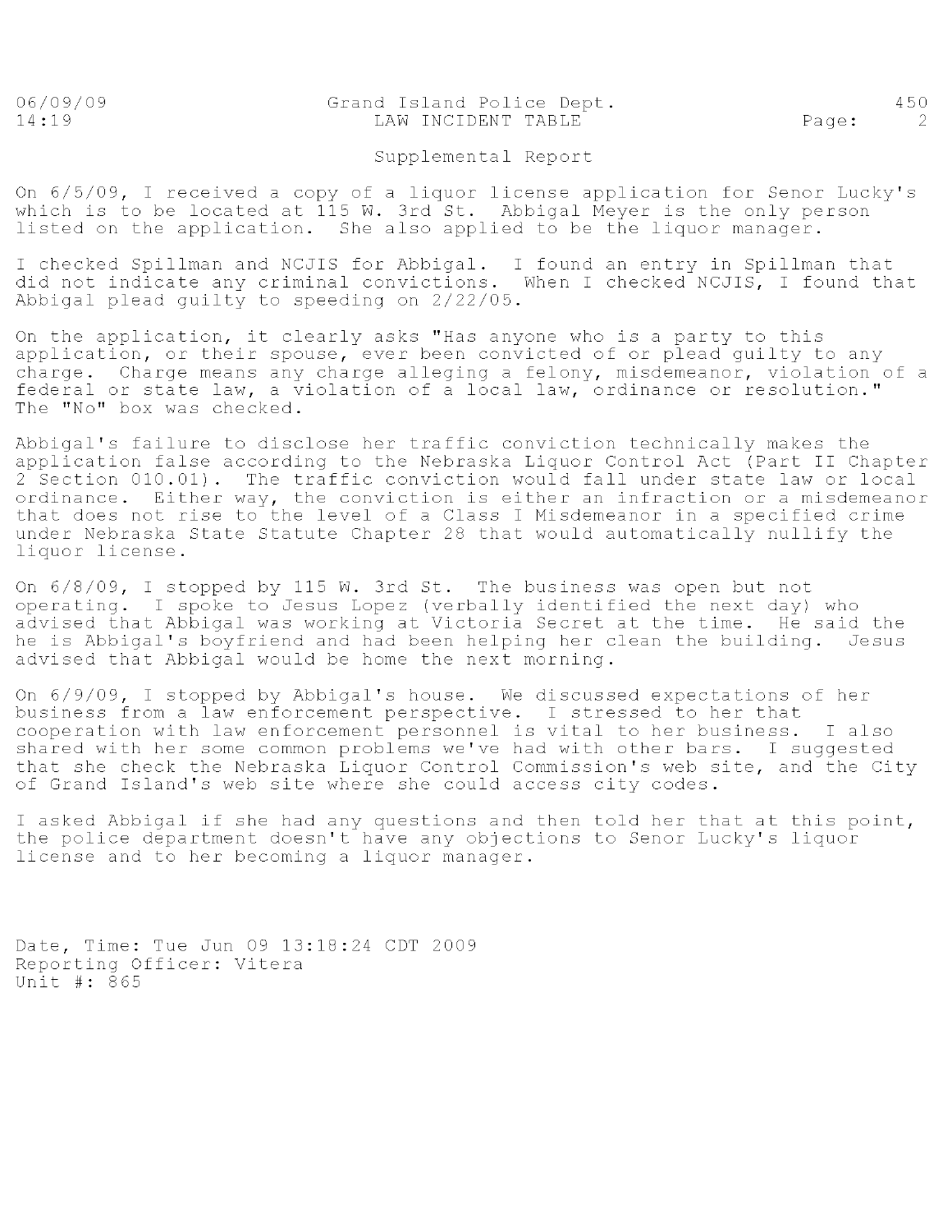## Supplemental Report

On 6/5/09, I received a copy of a liquor license application for Senor Lucky's which is to be located at 115 W. 3rd St. Abbigal Meyer is the only person listed on the application. She also applied to be the liquor manager.

I checked Spillman and NCJIS for Abbigal. I found an entry in Spillman that did not indicate any criminal convictions. When I checked NCJIS, I found that Abbigal plead guilty to speeding on 2/22/05.

On the application, it clearly asks "Has anyone who is a party to this application, or their spouse, ever been convicted of or plead guilty to any charge. Charge means any charge alleging a felony, misdemeanor, violation of a federal or state law, a violation of a local law, ordinance or resolution." The "No" box was checked.

Abbigal's failure to disclose her traffic conviction technically makes the application false according to the Nebraska Liquor Control Act (Part II Chapter 2 Section 010.01). The traffic conviction would fall under state law or local ordinance. Either way, the conviction is either an infraction or a misdemeanor that does not rise to the level of a Class I Misdemeanor in a specified crime under Nebraska State Statute Chapter 28 that would automatically nullify the liquor license.

On 6/8/09, I stopped by 115 W. 3rd St. The business was open but not operating. I spoke to Jesus Lopez (verbally identified the next day) who advised that Abbigal was working at Victoria Secret at the time. He said the he is Abbigal's boyfriend and had been helping her clean the building. Jesus advised that Abbigal would be home the next morning.

On 6/9/09, I stopped by Abbigal's house. We discussed expectations of her business from a law enforcement perspective. I stressed to her that cooperation with law enforcement personnel is vital to her business. I also shared with her some common problems we've had with other bars. I suggested that she check the Nebraska Liquor Control Commission's web site, and the City of Grand Island's web site where she could access city codes.

I asked Abbigal if she had any questions and then told her that at this point, the police department doesn't have any objections to Senor Lucky's liquor license and to her becoming a liquor manager.

Date, Time: Tue Jun 09 13:18:24 CDT 2009
Reporting Officer: Vitera
Unit #: 865